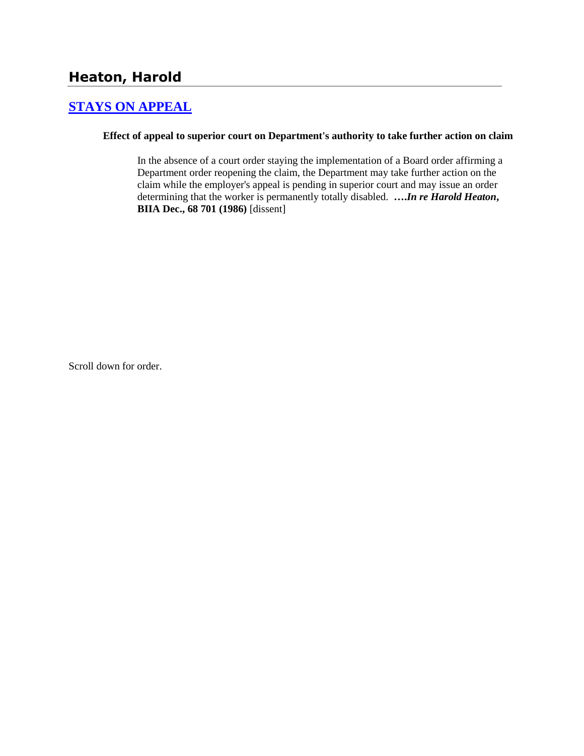## Heaton, Harold

## [STAYS ON APPEAL]

**Effect of appeal to superior court on Department's authority to take further action on claim**

In the absence of a court order staying the implementation of a Board order affirming a Department order reopening the claim, the Department may take further action on the claim while the employer's appeal is pending in superior court and may issue an order determining that the worker is permanently totally disabled. ***….In re Harold Heaton*, BIIA Dec., 68 701 (1986)** [dissent]

Scroll down for order.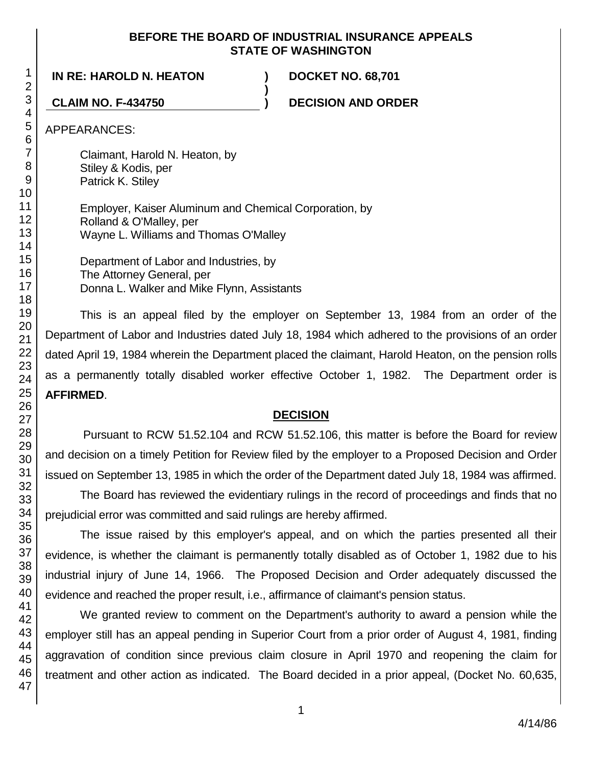BEFORE THE BOARD OF INDUSTRIAL INSURANCE APPEALS
STATE OF WASHINGTON

| **IN RE: HAROLD N. HEATON** | **)** | **DOCKET NO. 68,701** |
|---|---|---|
| | **)** | |
| **CLAIM NO. F-434750** | **)** | **DECISION AND ORDER** |

APPEARANCES:

Claimant, Harold N. Heaton, by
Stiley & Kodis, per
Patrick K. Stiley

Employer, Kaiser Aluminum and Chemical Corporation, by
Rolland & O'Malley, per
Wayne L. Williams and Thomas O'Malley

Department of Labor and Industries, by
The Attorney General, per
Donna L. Walker and Mike Flynn, Assistants

This is an appeal filed by the employer on September 13, 1984 from an order of the Department of Labor and Industries dated July 18, 1984 which adhered to the provisions of an order dated April 19, 1984 wherein the Department placed the claimant, Harold Heaton, on the pension rolls as a permanently totally disabled worker effective October 1, 1982. The Department order is **AFFIRMED**.

## DECISION

Pursuant to RCW 51.52.104 and RCW 51.52.106, this matter is before the Board for review and decision on a timely Petition for Review filed by the employer to a Proposed Decision and Order issued on September 13, 1985 in which the order of the Department dated July 18, 1984 was affirmed.

The Board has reviewed the evidentiary rulings in the record of proceedings and finds that no prejudicial error was committed and said rulings are hereby affirmed.

The issue raised by this employer's appeal, and on which the parties presented all their evidence, is whether the claimant is permanently totally disabled as of October 1, 1982 due to his industrial injury of June 14, 1966. The Proposed Decision and Order adequately discussed the evidence and reached the proper result, i.e., affirmance of claimant's pension status.

We granted review to comment on the Department's authority to award a pension while the employer still has an appeal pending in Superior Court from a prior order of August 4, 1981, finding aggravation of condition since previous claim closure in April 1970 and reopening the claim for treatment and other action as indicated. The Board decided in a prior appeal, (Docket No. 60,635,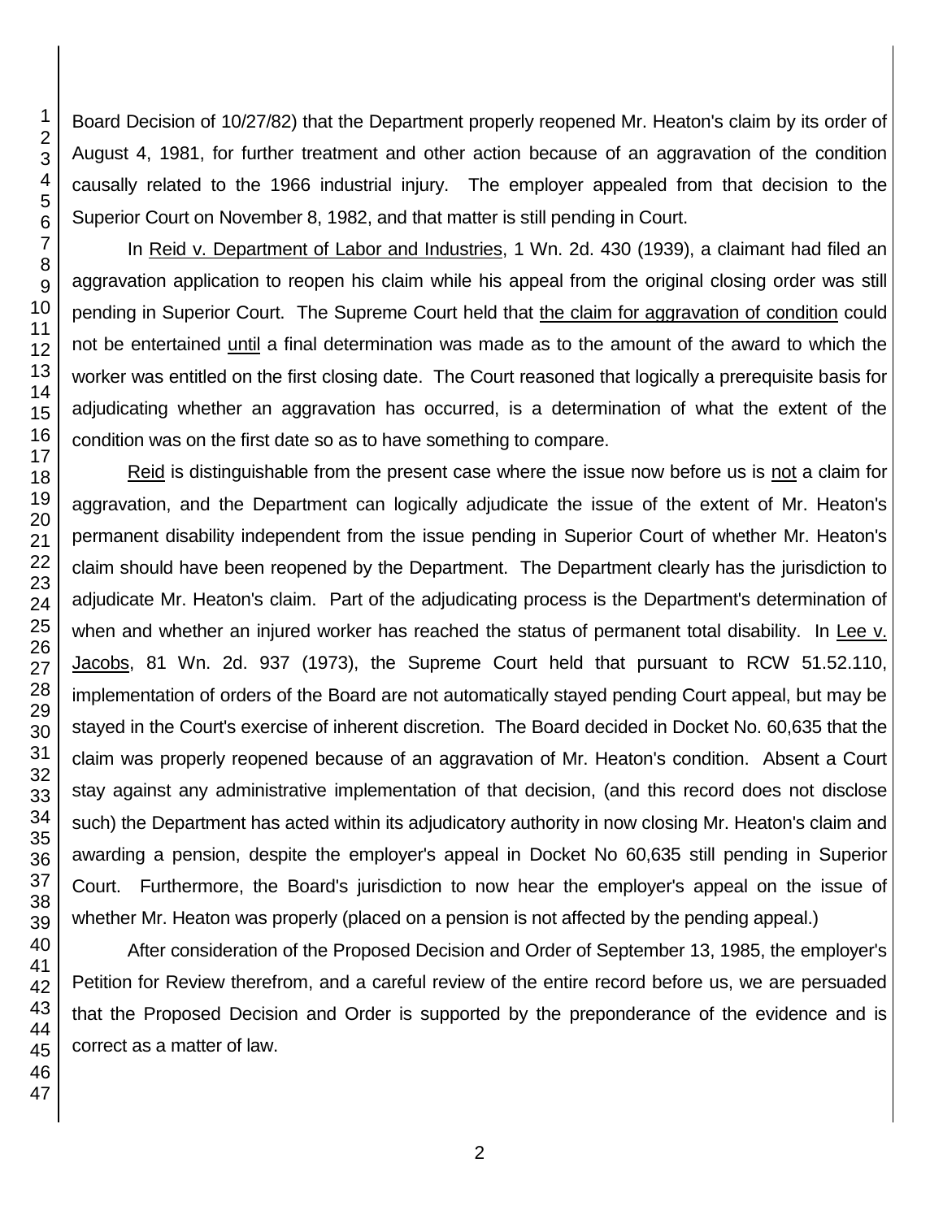Board Decision of 10/27/82) that the Department properly reopened Mr. Heaton's claim by its order of August 4, 1981, for further treatment and other action because of an aggravation of the condition causally related to the 1966 industrial injury. The employer appealed from that decision to the Superior Court on November 8, 1982, and that matter is still pending in Court.

In Reid v. Department of Labor and Industries, 1 Wn. 2d. 430 (1939), a claimant had filed an aggravation application to reopen his claim while his appeal from the original closing order was still pending in Superior Court. The Supreme Court held that the claim for aggravation of condition could not be entertained until a final determination was made as to the amount of the award to which the worker was entitled on the first closing date. The Court reasoned that logically a prerequisite basis for adjudicating whether an aggravation has occurred, is a determination of what the extent of the condition was on the first date so as to have something to compare.

Reid is distinguishable from the present case where the issue now before us is not a claim for aggravation, and the Department can logically adjudicate the issue of the extent of Mr. Heaton's permanent disability independent from the issue pending in Superior Court of whether Mr. Heaton's claim should have been reopened by the Department. The Department clearly has the jurisdiction to adjudicate Mr. Heaton's claim. Part of the adjudicating process is the Department's determination of when and whether an injured worker has reached the status of permanent total disability. In Lee v. Jacobs, 81 Wn. 2d. 937 (1973), the Supreme Court held that pursuant to RCW 51.52.110, implementation of orders of the Board are not automatically stayed pending Court appeal, but may be stayed in the Court's exercise of inherent discretion. The Board decided in Docket No. 60,635 that the claim was properly reopened because of an aggravation of Mr. Heaton's condition. Absent a Court stay against any administrative implementation of that decision, (and this record does not disclose such) the Department has acted within its adjudicatory authority in now closing Mr. Heaton's claim and awarding a pension, despite the employer's appeal in Docket No 60,635 still pending in Superior Court. Furthermore, the Board's jurisdiction to now hear the employer's appeal on the issue of whether Mr. Heaton was properly (placed on a pension is not affected by the pending appeal.)

After consideration of the Proposed Decision and Order of September 13, 1985, the employer's Petition for Review therefrom, and a careful review of the entire record before us, we are persuaded that the Proposed Decision and Order is supported by the preponderance of the evidence and is correct as a matter of law.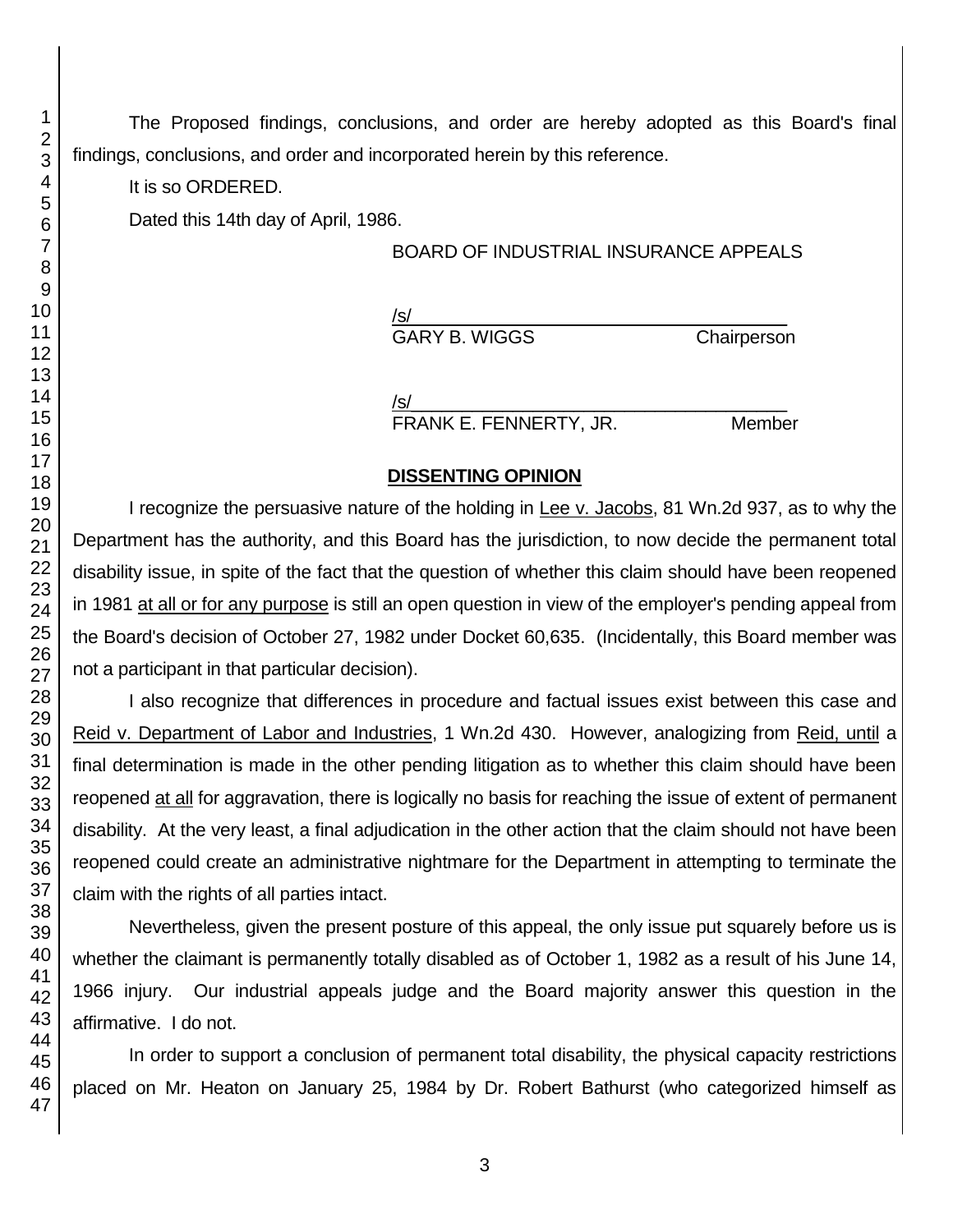The Proposed findings, conclusions, and order are hereby adopted as this Board's final findings, conclusions, and order and incorporated herein by this reference.

It is so ORDERED.

Dated this 14th day of April, 1986.

BOARD OF INDUSTRIAL INSURANCE APPEALS

/s/
GARY B. WIGGS Chairperson

/s/
FRANK E. FENNERTY, JR. Member

## DISSENTING OPINION

I recognize the persuasive nature of the holding in Lee v. Jacobs, 81 Wn.2d 937, as to why the Department has the authority, and this Board has the jurisdiction, to now decide the permanent total disability issue, in spite of the fact that the question of whether this claim should have been reopened in 1981 at all or for any purpose is still an open question in view of the employer's pending appeal from the Board's decision of October 27, 1982 under Docket 60,635. (Incidentally, this Board member was not a participant in that particular decision).

I also recognize that differences in procedure and factual issues exist between this case and Reid v. Department of Labor and Industries, 1 Wn.2d 430. However, analogizing from Reid, until a final determination is made in the other pending litigation as to whether this claim should have been reopened at all for aggravation, there is logically no basis for reaching the issue of extent of permanent disability. At the very least, a final adjudication in the other action that the claim should not have been reopened could create an administrative nightmare for the Department in attempting to terminate the claim with the rights of all parties intact.

Nevertheless, given the present posture of this appeal, the only issue put squarely before us is whether the claimant is permanently totally disabled as of October 1, 1982 as a result of his June 14, 1966 injury. Our industrial appeals judge and the Board majority answer this question in the affirmative. I do not.

In order to support a conclusion of permanent total disability, the physical capacity restrictions placed on Mr. Heaton on January 25, 1984 by Dr. Robert Bathurst (who categorized himself as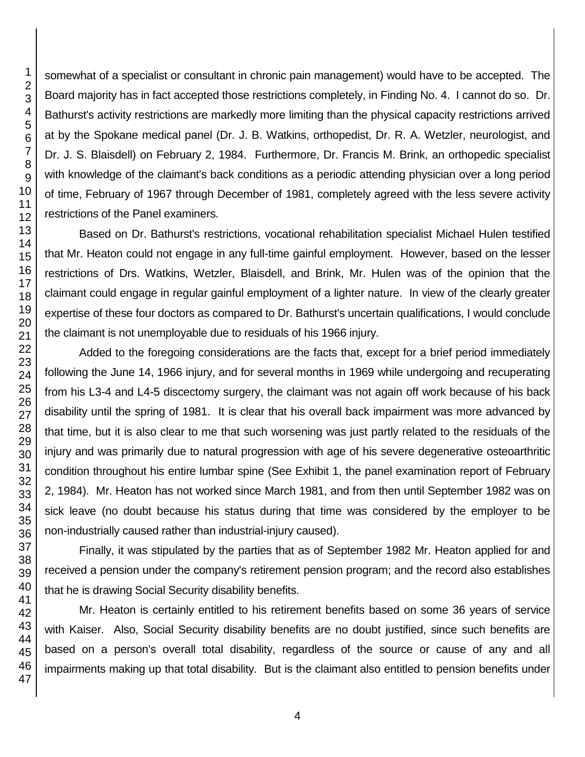somewhat of a specialist or consultant in chronic pain management) would have to be accepted. The Board majority has in fact accepted those restrictions completely, in Finding No. 4. I cannot do so. Dr. Bathurst's activity restrictions are markedly more limiting than the physical capacity restrictions arrived at by the Spokane medical panel (Dr. J. B. Watkins, orthopedist, Dr. R. A. Wetzler, neurologist, and Dr. J. S. Blaisdell) on February 2, 1984. Furthermore, Dr. Francis M. Brink, an orthopedic specialist with knowledge of the claimant's back conditions as a periodic attending physician over a long period of time, February of 1967 through December of 1981, completely agreed with the less severe activity restrictions of the Panel examiners.

Based on Dr. Bathurst's restrictions, vocational rehabilitation specialist Michael Hulen testified that Mr. Heaton could not engage in any full-time gainful employment. However, based on the lesser restrictions of Drs. Watkins, Wetzler, Blaisdell, and Brink, Mr. Hulen was of the opinion that the claimant could engage in regular gainful employment of a lighter nature. In view of the clearly greater expertise of these four doctors as compared to Dr. Bathurst's uncertain qualifications, I would conclude the claimant is not unemployable due to residuals of his 1966 injury.

Added to the foregoing considerations are the facts that, except for a brief period immediately following the June 14, 1966 injury, and for several months in 1969 while undergoing and recuperating from his L3-4 and L4-5 discectomy surgery, the claimant was not again off work because of his back disability until the spring of 1981. It is clear that his overall back impairment was more advanced by that time, but it is also clear to me that such worsening was just partly related to the residuals of the injury and was primarily due to natural progression with age of his severe degenerative osteoarthritic condition throughout his entire lumbar spine (See Exhibit 1, the panel examination report of February 2, 1984). Mr. Heaton has not worked since March 1981, and from then until September 1982 was on sick leave (no doubt because his status during that time was considered by the employer to be non-industrially caused rather than industrial-injury caused).

Finally, it was stipulated by the parties that as of September 1982 Mr. Heaton applied for and received a pension under the company's retirement pension program; and the record also establishes that he is drawing Social Security disability benefits.

Mr. Heaton is certainly entitled to his retirement benefits based on some 36 years of service with Kaiser. Also, Social Security disability benefits are no doubt justified, since such benefits are based on a person's overall total disability, regardless of the source or cause of any and all impairments making up that total disability. But is the claimant also entitled to pension benefits under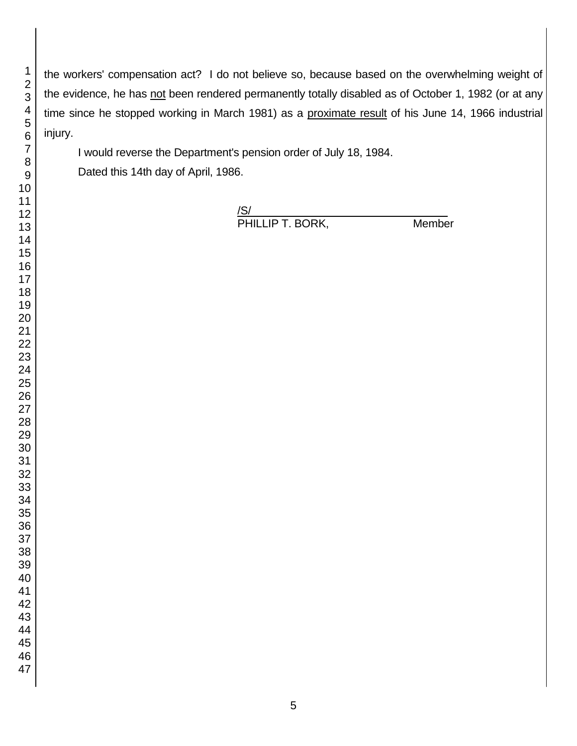the workers' compensation act? I do not believe so, because based on the overwhelming weight of the evidence, he has not been rendered permanently totally disabled as of October 1, 1982 (or at any time since he stopped working in March 1981) as a proximate result of his June 14, 1966 industrial injury.

I would reverse the Department's pension order of July 18, 1984.

Dated this 14th day of April, 1986.

/S/
PHILLIP T. BORK, Member